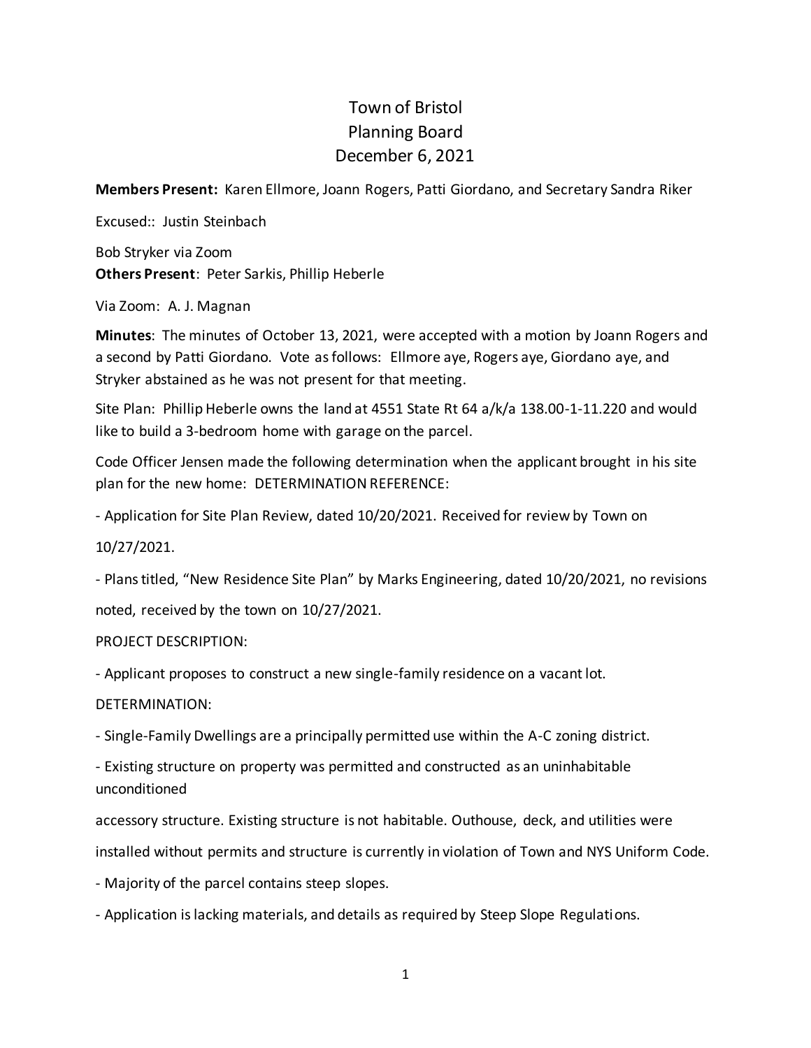# Town of Bristol
# Planning Board
# December 6, 2021

**Members Present:** Karen Ellmore, Joann Rogers, Patti Giordano, and Secretary Sandra Riker

Excused:: Justin Steinbach

Bob Stryker via Zoom
**Others Present**: Peter Sarkis, Phillip Heberle

Via Zoom: A. J. Magnan

**Minutes**: The minutes of October 13, 2021, were accepted with a motion by Joann Rogers and a second by Patti Giordano. Vote as follows: Ellmore aye, Rogers aye, Giordano aye, and Stryker abstained as he was not present for that meeting.

Site Plan: Phillip Heberle owns the land at 4551 State Rt 64 a/k/a 138.00-1-11.220 and would like to build a 3-bedroom home with garage on the parcel.

Code Officer Jensen made the following determination when the applicant brought in his site plan for the new home: DETERMINATION REFERENCE:

- Application for Site Plan Review, dated 10/20/2021. Received for review by Town on 10/27/2021.

- Plans titled, "New Residence Site Plan" by Marks Engineering, dated 10/20/2021, no revisions noted, received by the town on 10/27/2021.

PROJECT DESCRIPTION:

- Applicant proposes to construct a new single-family residence on a vacant lot.

DETERMINATION:

- Single-Family Dwellings are a principally permitted use within the A-C zoning district.

- Existing structure on property was permitted and constructed as an uninhabitable unconditioned accessory structure. Existing structure is not habitable. Outhouse, deck, and utilities were installed without permits and structure is currently in violation of Town and NYS Uniform Code.

- Majority of the parcel contains steep slopes.

- Application is lacking materials, and details as required by Steep Slope Regulations.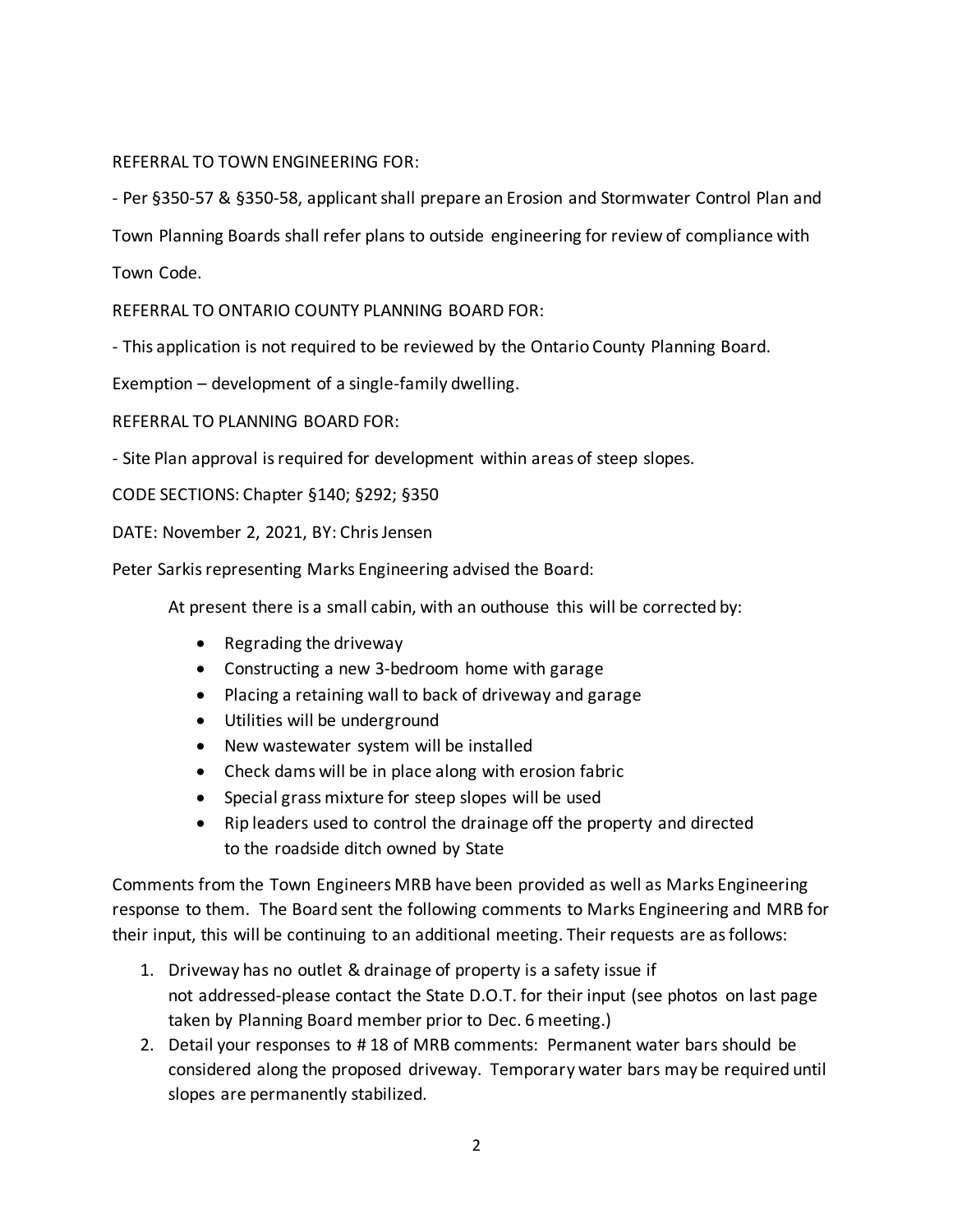REFERRAL TO TOWN ENGINEERING FOR:

- Per §350-57 & §350-58, applicant shall prepare an Erosion and Stormwater Control Plan and Town Planning Boards shall refer plans to outside engineering for review of compliance with Town Code.

REFERRAL TO ONTARIO COUNTY PLANNING BOARD FOR:

- This application is not required to be reviewed by the Ontario County Planning Board.

Exemption – development of a single-family dwelling.

REFERRAL TO PLANNING BOARD FOR:

- Site Plan approval is required for development within areas of steep slopes.

CODE SECTIONS: Chapter §140; §292; §350

DATE: November 2, 2021, BY: Chris Jensen

Peter Sarkis representing Marks Engineering advised the Board:

At present there is a small cabin, with an outhouse this will be corrected by:

- Regrading the driveway
- Constructing a new 3-bedroom home with garage
- Placing a retaining wall to back of driveway and garage
- Utilities will be underground
- New wastewater system will be installed
- Check dams will be in place along with erosion fabric
- Special grass mixture for steep slopes will be used
- Rip leaders used to control the drainage off the property and directed to the roadside ditch owned by State

Comments from the Town Engineers MRB have been provided as well as Marks Engineering response to them. The Board sent the following comments to Marks Engineering and MRB for their input, this will be continuing to an additional meeting. Their requests are as follows:

1. Driveway has no outlet & drainage of property is a safety issue if not addressed-please contact the State D.O.T. for their input (see photos on last page taken by Planning Board member prior to Dec. 6 meeting.)
2. Detail your responses to # 18 of MRB comments: Permanent water bars should be considered along the proposed driveway. Temporary water bars may be required until slopes are permanently stabilized.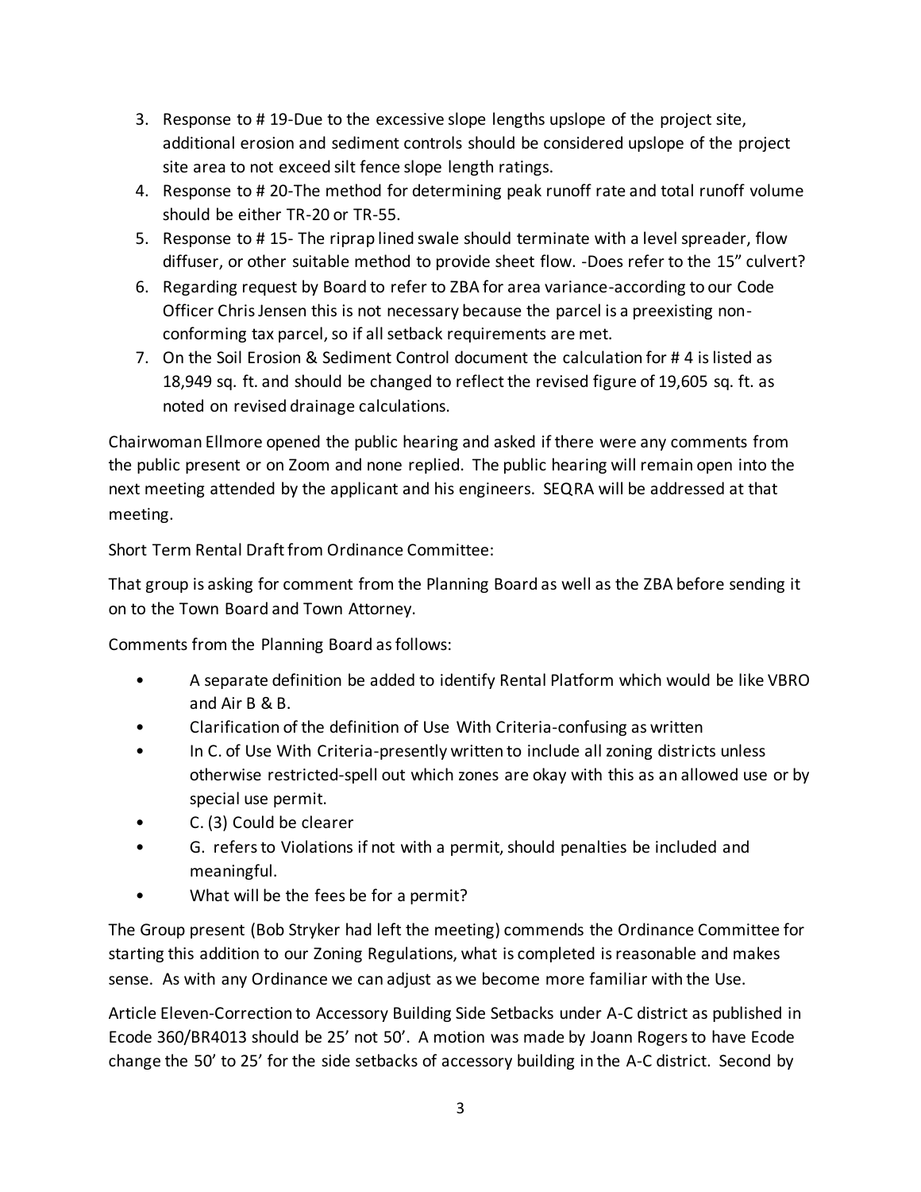3. Response to # 19-Due to the excessive slope lengths upslope of the project site, additional erosion and sediment controls should be considered upslope of the project site area to not exceed silt fence slope length ratings.
4. Response to # 20-The method for determining peak runoff rate and total runoff volume should be either TR-20 or TR-55.
5. Response to # 15- The riprap lined swale should terminate with a level spreader, flow diffuser, or other suitable method to provide sheet flow. -Does refer to the 15" culvert?
6. Regarding request by Board to refer to ZBA for area variance-according to our Code Officer Chris Jensen this is not necessary because the parcel is a preexisting non-conforming tax parcel, so if all setback requirements are met.
7. On the Soil Erosion & Sediment Control document the calculation for # 4 is listed as 18,949 sq. ft. and should be changed to reflect the revised figure of 19,605 sq. ft. as noted on revised drainage calculations.

Chairwoman Ellmore opened the public hearing and asked if there were any comments from the public present or on Zoom and none replied. The public hearing will remain open into the next meeting attended by the applicant and his engineers. SEQRA will be addressed at that meeting.

Short Term Rental Draft from Ordinance Committee:

That group is asking for comment from the Planning Board as well as the ZBA before sending it on to the Town Board and Town Attorney.

Comments from the Planning Board as follows:

- A separate definition be added to identify Rental Platform which would be like VBRO and Air B & B.
- Clarification of the definition of Use With Criteria-confusing as written
- In C. of Use With Criteria-presently written to include all zoning districts unless otherwise restricted-spell out which zones are okay with this as an allowed use or by special use permit.
- C. (3) Could be clearer
- G. refers to Violations if not with a permit, should penalties be included and meaningful.
- What will be the fees be for a permit?

The Group present (Bob Stryker had left the meeting) commends the Ordinance Committee for starting this addition to our Zoning Regulations, what is completed is reasonable and makes sense. As with any Ordinance we can adjust as we become more familiar with the Use.

Article Eleven-Correction to Accessory Building Side Setbacks under A-C district as published in Ecode 360/BR4013 should be 25' not 50'. A motion was made by Joann Rogers to have Ecode change the 50' to 25' for the side setbacks of accessory building in the A-C district. Second by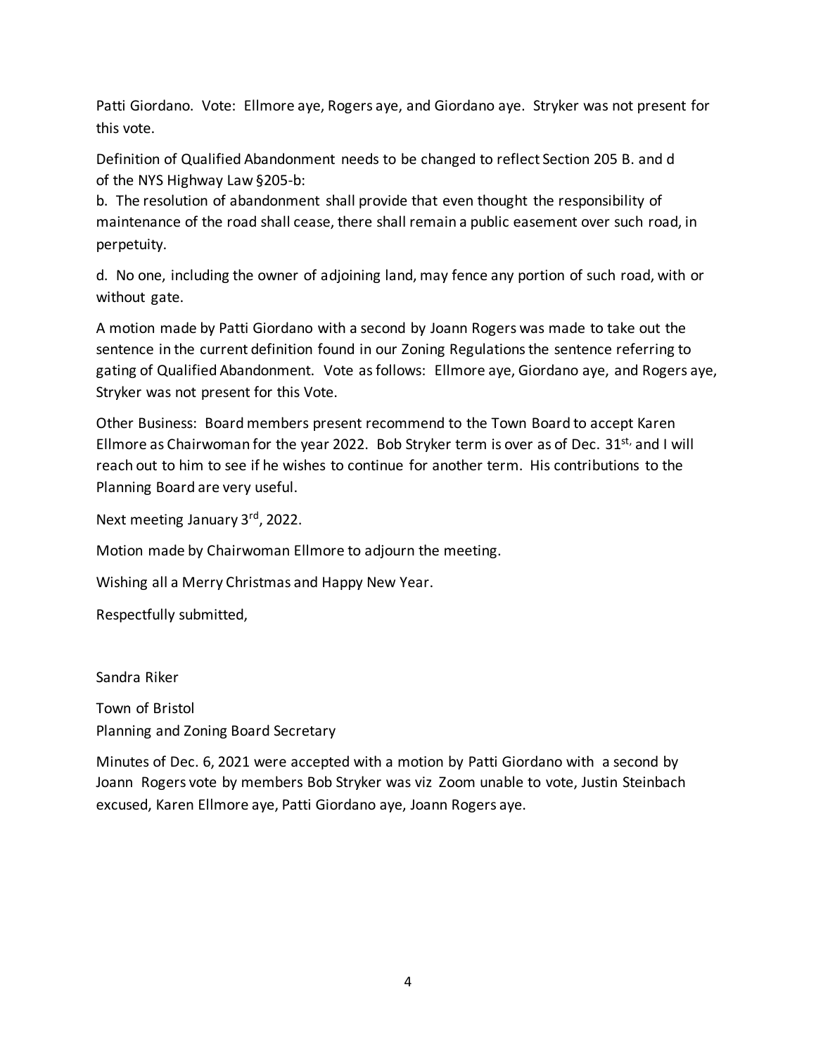Patti Giordano. Vote: Ellmore aye, Rogers aye, and Giordano aye. Stryker was not present for this vote.

Definition of Qualified Abandonment needs to be changed to reflect Section 205 B. and d of the NYS Highway Law §205-b:

b. The resolution of abandonment shall provide that even thought the responsibility of maintenance of the road shall cease, there shall remain a public easement over such road, in perpetuity.

d. No one, including the owner of adjoining land, may fence any portion of such road, with or without gate.

A motion made by Patti Giordano with a second by Joann Rogers was made to take out the sentence in the current definition found in our Zoning Regulations the sentence referring to gating of Qualified Abandonment. Vote as follows: Ellmore aye, Giordano aye, and Rogers aye, Stryker was not present for this Vote.

Other Business: Board members present recommend to the Town Board to accept Karen Ellmore as Chairwoman for the year 2022. Bob Stryker term is over as of Dec. 31st, and I will reach out to him to see if he wishes to continue for another term. His contributions to the Planning Board are very useful.

Next meeting January 3rd, 2022.

Motion made by Chairwoman Ellmore to adjourn the meeting.

Wishing all a Merry Christmas and Happy New Year.

Respectfully submitted,

Sandra Riker

Town of Bristol
Planning and Zoning Board Secretary

Minutes of Dec. 6, 2021 were accepted with a motion by Patti Giordano with a second by Joann Rogers vote by members Bob Stryker was viz Zoom unable to vote, Justin Steinbach excused, Karen Ellmore aye, Patti Giordano aye, Joann Rogers aye.